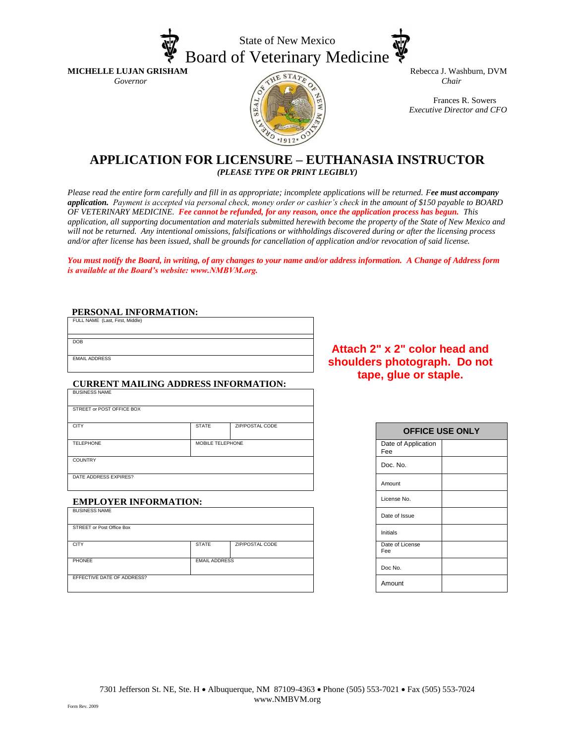State of New Mexico

# Board of Veterinary Medicine

**MICHELLE LUJAN GRISHAM**
*Governor*

Rebecca J. Washburn, DVM
*Chair*

Frances R. Sowers
*Executive Director and CFO*

## APPLICATION FOR LICENSURE – EUTHANASIA INSTRUCTOR

***(PLEASE TYPE OR PRINT LEGIBLY)***

*Please read the entire form carefully and fill in as appropriate; incomplete applications will be returned. F**ee must accompany application.** Payment is accepted via personal check, money order or cashier's check in the amount of $150 payable to BOARD OF VETERINARY MEDICINE. **Fee cannot be refunded, for any reason, once the application process has begun.** This application, all supporting documentation and materials submitted herewith become the property of the State of New Mexico and will not be returned. Any intentional omissions, falsifications or withholdings discovered during or after the licensing process and/or after license has been issued, shall be grounds for cancellation of application and/or revocation of said license.*

***You must notify the Board, in writing, of any changes to your name and/or address information. A Change of Address form is available at the Board's website: www.NMBVM.org.***

### PERSONAL INFORMATION:

| FULL NAME (Last, First, Middle) |
|---|
| |
| DOB |
| EMAIL ADDRESS |

**Attach 2" x 2" color head and shoulders photograph. Do not tape, glue or staple.**

### CURRENT MAILING ADDRESS INFORMATION:

| BUSINESS NAME | | |
|---|---|---|
| STREET or POST OFFICE BOX | | |
| CITY | STATE | ZIP/POSTAL CODE |
| TELEPHONE | MOBILE TELEPHONE | |
| COUNTRY | | |
| DATE ADDRESS EXPIRES? | | |

### EMPLOYER INFORMATION:

| BUSINESS NAME | | |
|---|---|---|
| STREET or Post Office Box | | |
| CITY | STATE | ZIP/POSTAL CODE |
| PHONEE | EMAIL ADDRESS | |
| EFFECTIVE DATE OF ADDRESS? | | |

| OFFICE USE ONLY | |
|---|---|
| Date of Application Fee | |
| Doc. No. | |
| Amount | |
| License No. | |
| Date of Issue | |
| Initials | |
| Date of License Fee | |
| Doc No. | |
| Amount | |

7301 Jefferson St. NE, Ste. H • Albuquerque, NM 87109-4363 • Phone (505) 553-7021 • Fax (505) 553-7024
www.NMBVM.org

Form Rev. 2009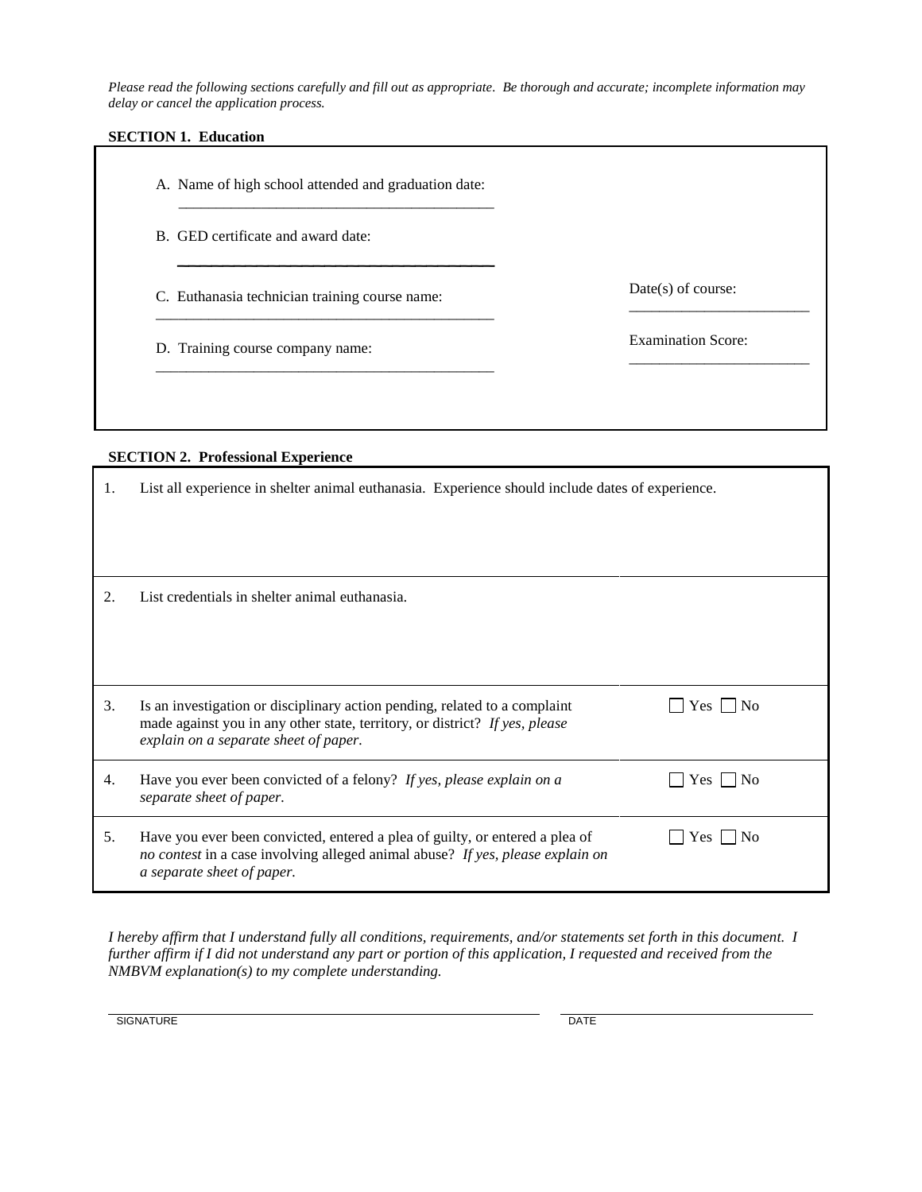*Please read the following sections carefully and fill out as appropriate. Be thorough and accurate; incomplete information may delay or cancel the application process.*

**SECTION 1. Education**

A. Name of high school attended and graduation date:

\_\_\_\_\_\_\_\_\_\_\_\_\_\_\_\_\_\_\_\_\_\_\_\_\_\_\_\_\_\_\_\_\_\_\_\_\_\_\_\_\_\_

B. GED certificate and award date:

\_\_\_\_\_\_\_\_\_\_\_\_\_\_\_\_\_\_\_\_\_\_\_\_\_\_\_\_\_\_\_\_\_\_\_\_\_\_\_\_\_\_

C. Euthanasia technician training course name: \_\_\_\_\_\_\_\_\_\_\_\_\_\_\_\_\_\_\_\_\_\_\_\_\_\_\_\_\_\_\_\_\_\_\_\_\_\_\_\_\_\_

Date(s) of course: \_\_\_\_\_\_\_\_\_\_\_\_\_\_\_\_\_\_\_\_\_\_\_\_

D. Training course company name: \_\_\_\_\_\_\_\_\_\_\_\_\_\_\_\_\_\_\_\_\_\_\_\_\_\_\_\_\_\_\_\_\_\_\_\_\_\_\_\_\_\_

Examination Score: \_\_\_\_\_\_\_\_\_\_\_\_\_\_\_\_\_\_\_\_\_\_\_\_

**SECTION 2. Professional Experience**

| | | |
|---|---|---|
| 1. | List all experience in shelter animal euthanasia. Experience should include dates of experience. | |
| 2. | List credentials in shelter animal euthanasia. | |
| 3. | Is an investigation or disciplinary action pending, related to a complaint made against you in any other state, territory, or district? *If yes, please explain on a separate sheet of paper.* | ☐ Yes ☐ No |
| 4. | Have you ever been convicted of a felony? *If yes, please explain on a separate sheet of paper.* | ☐ Yes ☐ No |
| 5. | Have you ever been convicted, entered a plea of guilty, or entered a plea of *no contest* in a case involving alleged animal abuse? *If yes, please explain on a separate sheet of paper.* | ☐ Yes ☐ No |

*I hereby affirm that I understand fully all conditions, requirements, and/or statements set forth in this document. I further affirm if I did not understand any part or portion of this application, I requested and received from the NMBVM explanation(s) to my complete understanding.*

\_\_\_\_\_\_\_\_\_\_\_\_\_\_\_\_\_\_\_\_\_\_\_\_\_\_\_\_\_\_\_\_\_\_\_\_\_\_\_\_ \_\_\_\_\_\_\_\_\_\_\_\_\_\_\_\_\_\_\_\_\_\_\_\_

SIGNATURE DATE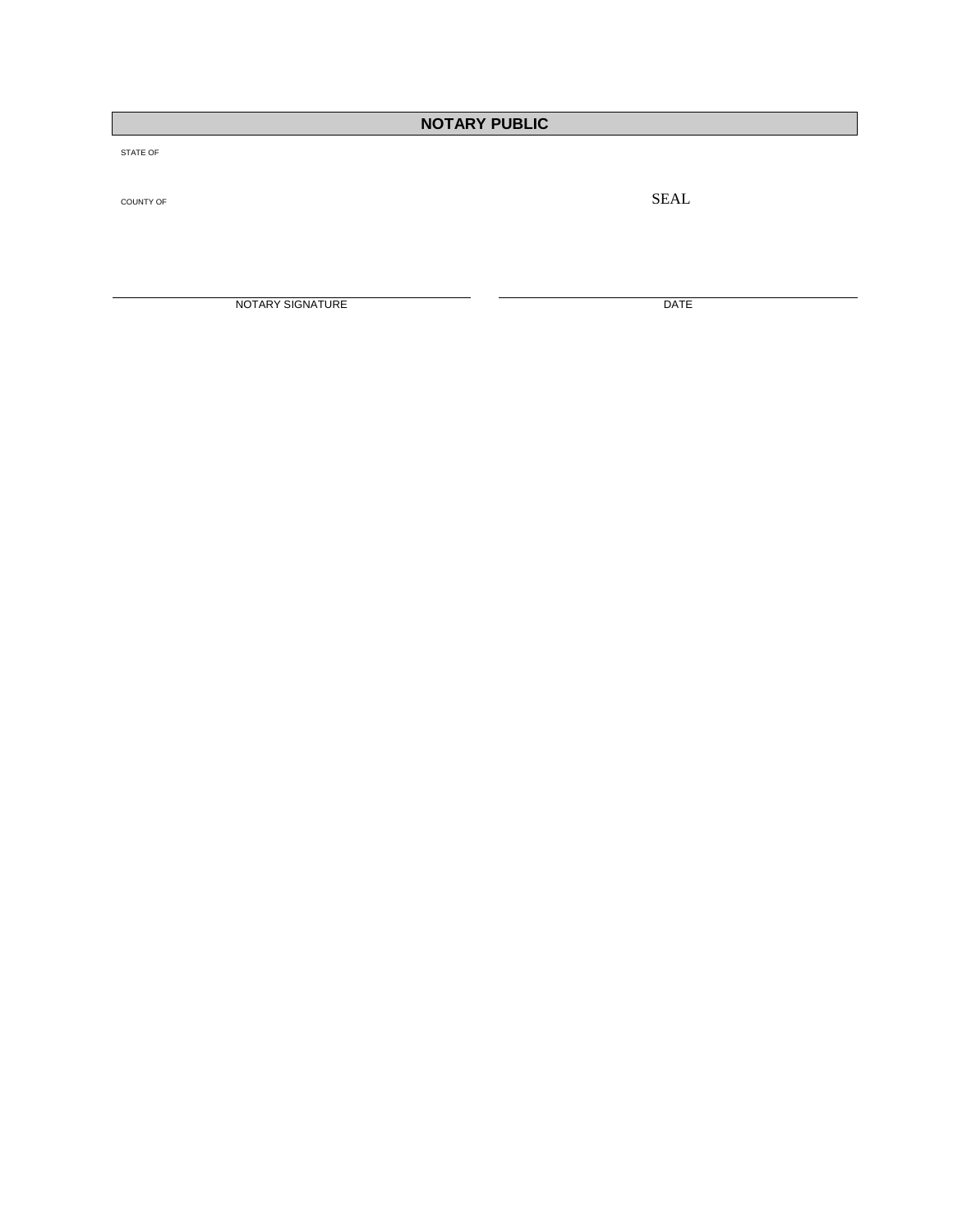## NOTARY PUBLIC

STATE OF

COUNTY OF

SEAL

NOTARY SIGNATURE

DATE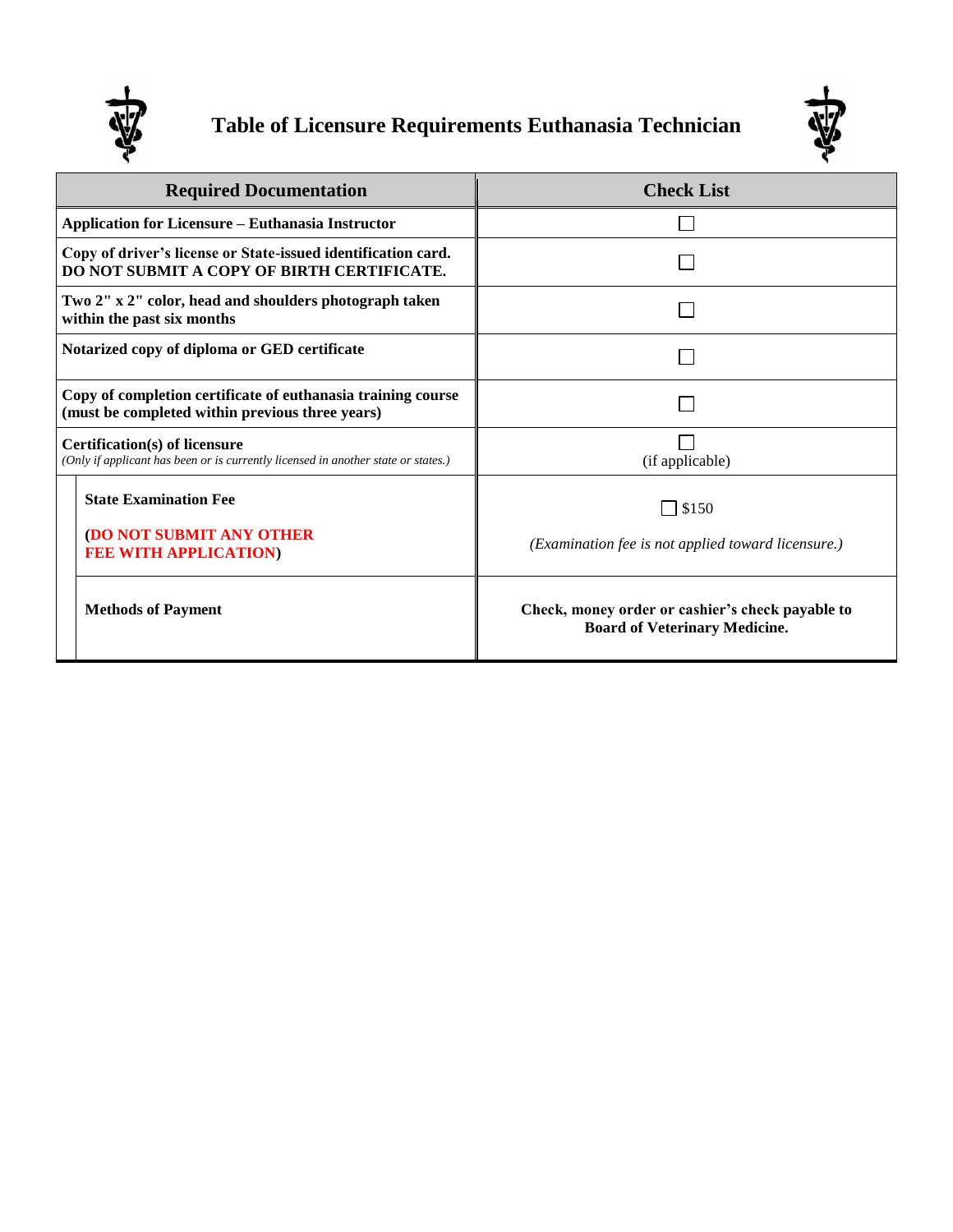# Table of Licensure Requirements Euthanasia Technician

| Required Documentation | Check List |
|---|---|
| **Application for Licensure – Euthanasia Instructor** | ☐ |
| **Copy of driver's license or State-issued identification card. DO NOT SUBMIT A COPY OF BIRTH CERTIFICATE.** | ☐ |
| **Two 2" x 2" color, head and shoulders photograph taken within the past six months** | ☐ |
| **Notarized copy of diploma or GED certificate** | ☐ |
| **Copy of completion certificate of euthanasia training course (must be completed within previous three years)** | ☐ |
| **Certification(s) of licensure** *(Only if applicant has been or is currently licensed in another state or states.)* | ☐ (if applicable) |
| **State Examination Fee** **(DO NOT SUBMIT ANY OTHER FEE WITH APPLICATION)** | ☐ $150 *(Examination fee is not applied toward licensure.)* |
| **Methods of Payment** | **Check, money order or cashier's check payable to Board of Veterinary Medicine.** |